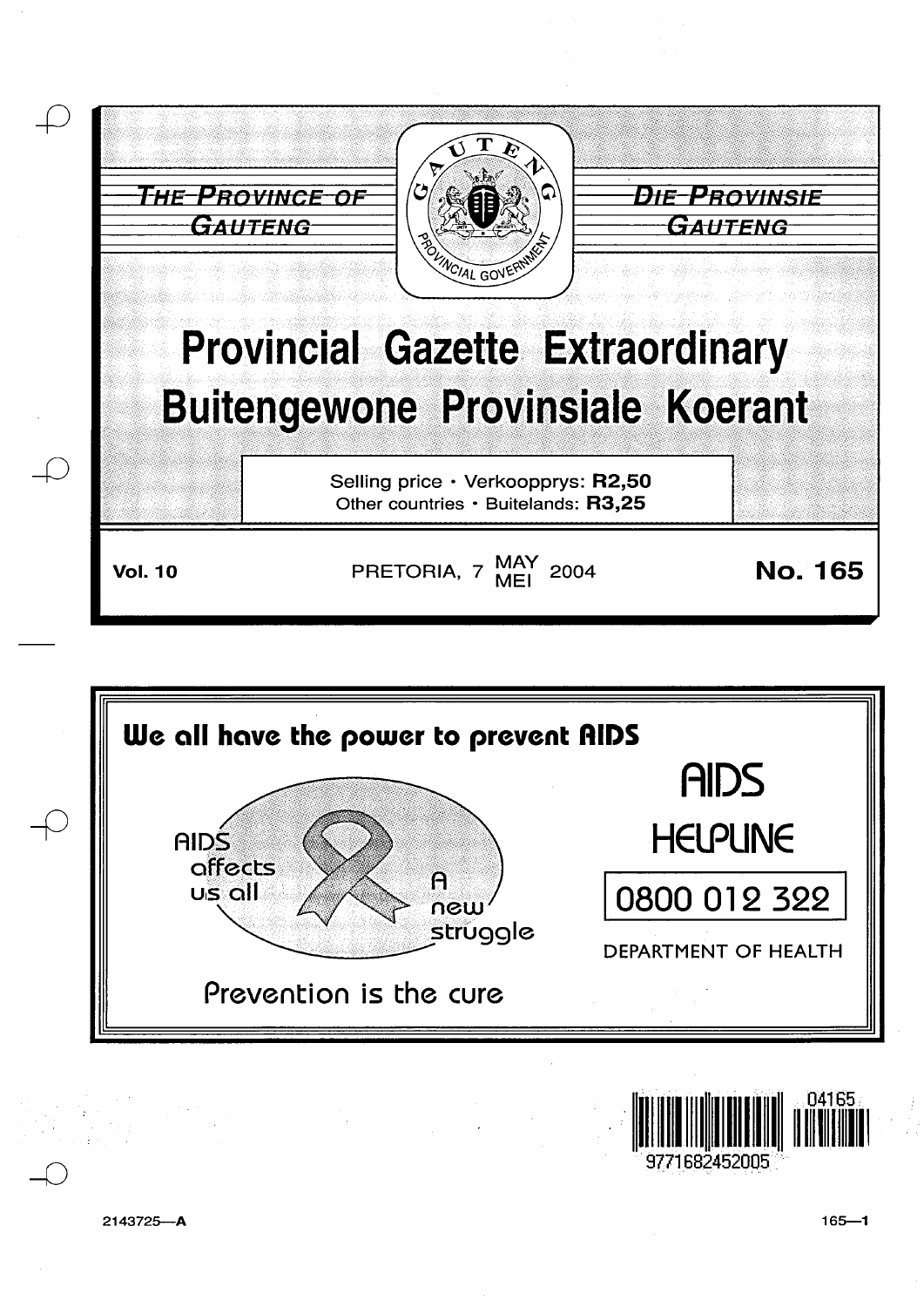THE PROVINCE OF GAUTENG

DIE PROVINSIE GAUTENG

# Provincial Gazette Extraordinary
# Buitengewone Provinsiale Koerant

Selling price • Verkoopprys: **R2,50**
Other countries • Buitelands: **R3,25**

**Vol. 10** PRETORIA, 7 MAY / MEI 2004 **No. 165**

**We all have the power to prevent AIDS**

AIDS affects us all

A new struggle

Prevention is the cure

AIDS HELPLINE

0800 012 322

DEPARTMENT OF HEALTH

9771682452005 04165

2143725—A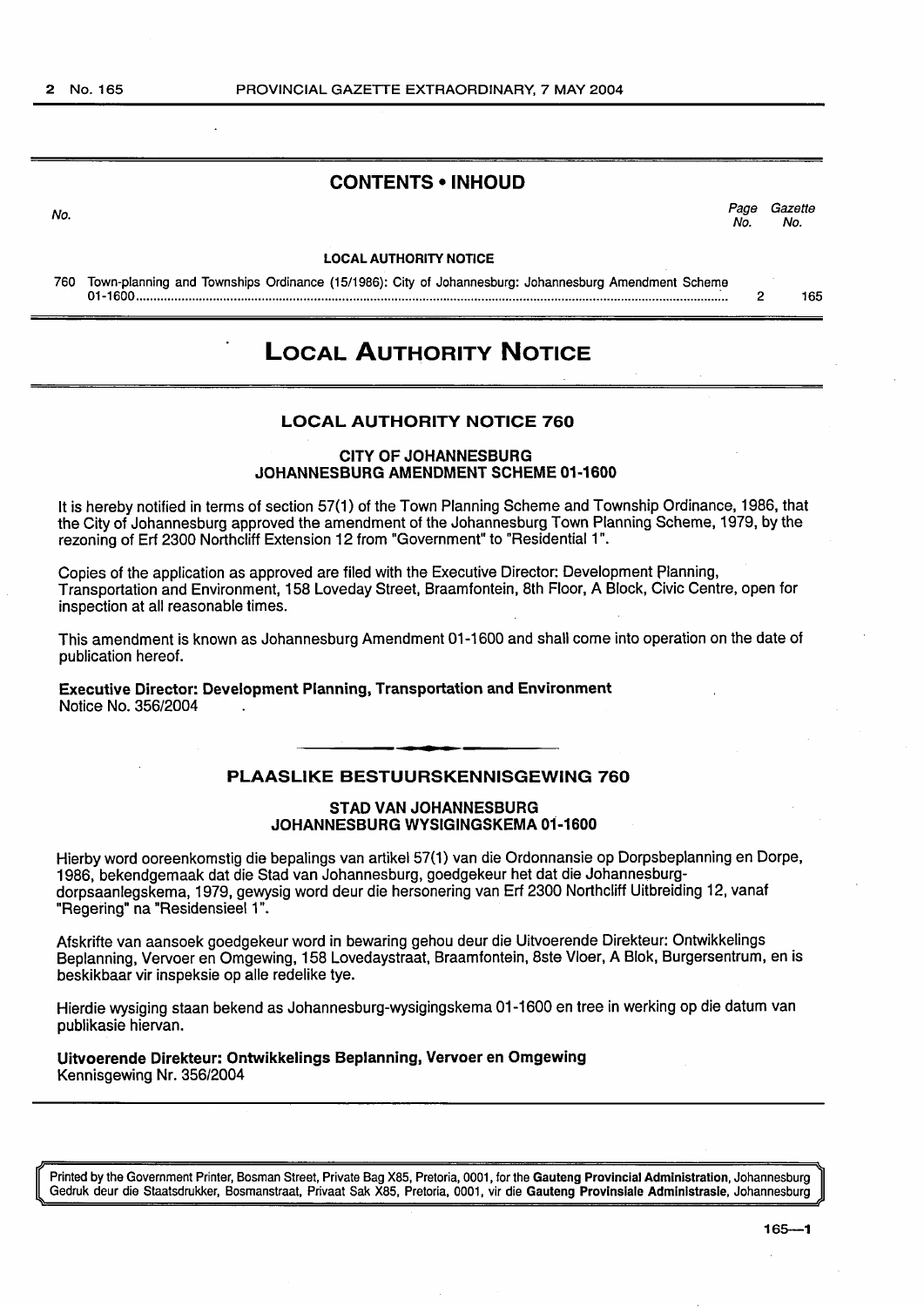## CONTENTS • INHOUD

| No. | | Page No. | Gazette No. |
|---|---|---|---|
| | **LOCAL AUTHORITY NOTICE** | | |
| 760 | Town-planning and Townships Ordinance (15/1986): City of Johannesburg: Johannesburg Amendment Scheme 01-1600 | 2 | 165 |

# LOCAL AUTHORITY NOTICE

### LOCAL AUTHORITY NOTICE 760

#### CITY OF JOHANNESBURG
#### JOHANNESBURG AMENDMENT SCHEME 01-1600

It is hereby notified in terms of section 57(1) of the Town Planning Scheme and Township Ordinance, 1986, that the City of Johannesburg approved the amendment of the Johannesburg Town Planning Scheme, 1979, by the rezoning of Erf 2300 Northcliff Extension 12 from "Government" to "Residential 1".

Copies of the application as approved are filed with the Executive Director: Development Planning, Transportation and Environment, 158 Loveday Street, Braamfontein, 8th Floor, A Block, Civic Centre, open for inspection at all reasonable times.

This amendment is known as Johannesburg Amendment 01-1600 and shall come into operation on the date of publication hereof.

**Executive Director: Development Planning, Transportation and Environment**
Notice No. 356/2004

### PLAASLIKE BESTUURSKENNISGEWING 760

#### STAD VAN JOHANNESBURG
#### JOHANNESBURG WYSIGINGSKEMA 01-1600

Hierby word ooreenkomstig die bepalings van artikel 57(1) van die Ordonnansie op Dorpsbeplanning en Dorpe, 1986, bekendgemaak dat die Stad van Johannesburg, goedgekeur het dat die Johannesburg-dorpsaanlegskema, 1979, gewysig word deur die hersonering van Erf 2300 Northcliff Uitbreiding 12, vanaf "Regering" na "Residensieel 1".

Afskrifte van aansoek goedgekeur word in bewaring gehou deur die Uitvoerende Direkteur: Ontwikkelings Beplanning, Vervoer en Omgewing, 158 Lovedaystraat, Braamfontein, 8ste Vloer, A Blok, Burgersentrum, en is beskikbaar vir inspeksie op alle redelike tye.

Hierdie wysiging staan bekend as Johannesburg-wysigingskema 01-1600 en tree in werking op die datum van publikasie hiervan.

**Uitvoerende Direkteur: Ontwikkelings Beplanning, Vervoer en Omgewing**
Kennisgewing Nr. 356/2004

Printed by the Government Printer, Bosman Street, Private Bag X85, Pretoria, 0001, for the **Gauteng Provincial Administration**, Johannesburg
Gedruk deur die Staatsdrukker, Bosmanstraat, Privaat Sak X85, Pretoria, 0001, vir die **Gauteng Provinsiale Administrasie**, Johannesburg